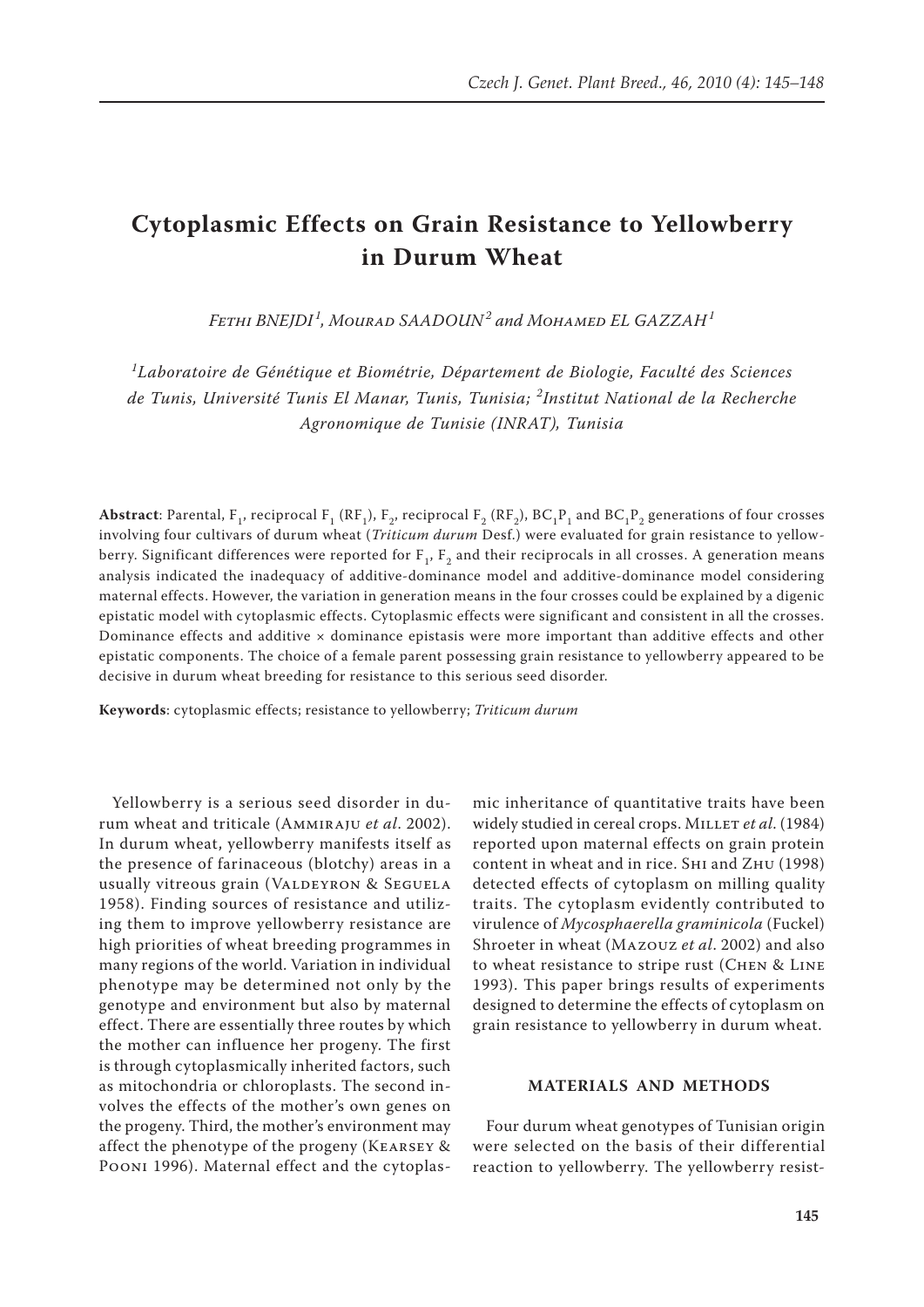# Cytoplasmic Effects on Grain Resistance to Yellowberry in Durum Wheat

*Fethi BNEJDI*[1], *Mourad SAADOUN*[2] *and Mohamed EL GAZZAH*[1]

[1]*Laboratoire de Génétique et Biométrie, Département de Biologie, Faculté des Sciences de Tunis, Université Tunis El Manar, Tunis, Tunisia;* [2]*Institut National de la Recherche Agronomique de Tunisie (INRAT), Tunisia*

**Abstract**: Parental, $F_1$, reciprocal $F_1$ ($RF_1$), $F_2$, reciprocal $F_2$ ($RF_2$), $BC_1P_1$ and $BC_1P_2$ generations of four crosses involving four cultivars of durum wheat (*Triticum durum* Desf.) were evaluated for grain resistance to yellowberry. Significant differences were reported for $F_1$, $F_2$ and their reciprocals in all crosses. A generation means analysis indicated the inadequacy of additive-dominance model and additive-dominance model considering maternal effects. However, the variation in generation means in the four crosses could be explained by a digenic epistatic model with cytoplasmic effects. Cytoplasmic effects were significant and consistent in all the crosses. Dominance effects and additive × dominance epistasis were more important than additive effects and other epistatic components. The choice of a female parent possessing grain resistance to yellowberry appeared to be decisive in durum wheat breeding for resistance to this serious seed disorder.

**Keywords**: cytoplasmic effects; resistance to yellowberry; *Triticum durum*

Yellowberry is a serious seed disorder in durum wheat and triticale (Ammiraju *et al*. 2002). In durum wheat, yellowberry manifests itself as the presence of farinaceous (blotchy) areas in a usually vitreous grain (Valdeyron & Seguela 1958). Finding sources of resistance and utilizing them to improve yellowberry resistance are high priorities of wheat breeding programmes in many regions of the world. Variation in individual phenotype may be determined not only by the genotype and environment but also by maternal effect. There are essentially three routes by which the mother can influence her progeny. The first is through cytoplasmically inherited factors, such as mitochondria or chloroplasts. The second involves the effects of the mother's own genes on the progeny. Third, the mother's environment may affect the phenotype of the progeny (Kearsey & Pooni 1996). Maternal effect and the cytoplasmic inheritance of quantitative traits have been widely studied in cereal crops. Millet *et al*. (1984) reported upon maternal effects on grain protein content in wheat and in rice. Shi and Zhu (1998) detected effects of cytoplasm on milling quality traits. The cytoplasm evidently contributed to virulence of *Mycosphaerella graminicola* (Fuckel) Shroeter in wheat (Mazouz *et al*. 2002) and also to wheat resistance to stripe rust (Chen & Line 1993). This paper brings results of experiments designed to determine the effects of cytoplasm on grain resistance to yellowberry in durum wheat.

## MATERIALS AND METHODS

Four durum wheat genotypes of Tunisian origin were selected on the basis of their differential reaction to yellowberry. The yellowberry resist-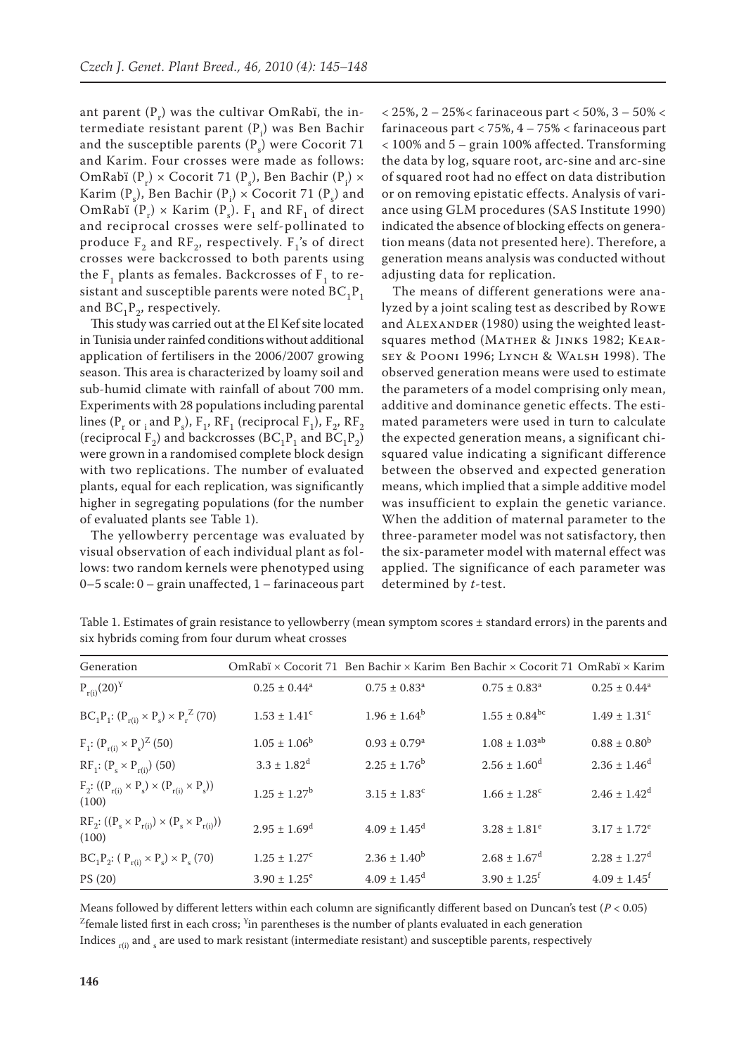ant parent ($P_r$) was the cultivar OmRabï, the intermediate resistant parent ($P_i$) was Ben Bachir and the susceptible parents ($P_s$) were Cocorit 71 and Karim. Four crosses were made as follows: OmRabï ($P_r$) × Cocorit 71 ($P_s$), Ben Bachir ($P_i$) × Karim ($P_s$), Ben Bachir ($P_i$) × Cocorit 71 ($P_s$) and OmRabï ($P_r$) × Karim ($P_s$). $F_1$ and $RF_1$ of direct and reciprocal crosses were self-pollinated to produce $F_2$ and $RF_2$, respectively. $F_1$'s of direct crosses were backcrossed to both parents using the $F_1$ plants as females. Backcrosses of $F_1$ to resistant and susceptible parents were noted $BC_1P_1$ and $BC_1P_2$, respectively.

This study was carried out at the El Kef site located in Tunisia under rainfed conditions without additional application of fertilisers in the 2006/2007 growing season. This area is characterized by loamy soil and sub-humid climate with rainfall of about 700 mm. Experiments with 28 populations including parental lines ($P_r$ or $_i$ and $P_s$), $F_1$, $RF_1$ (reciprocal $F_1$), $F_2$, $RF_2$ (reciprocal $F_2$) and backcrosses ($BC_1P_1$ and $BC_1P_2$) were grown in a randomised complete block design with two replications. The number of evaluated plants, equal for each replication, was significantly higher in segregating populations (for the number of evaluated plants see Table 1).

The yellowberry percentage was evaluated by visual observation of each individual plant as follows: two random kernels were phenotyped using 0–5 scale: 0 – grain unaffected, 1 – farinaceous part < 25%, 2 – 25%< farinaceous part < 50%, 3 – 50% < farinaceous part < 75%, 4 – 75% < farinaceous part < 100% and 5 – grain 100% affected. Transforming the data by log, square root, arc-sine and arc-sine of squared root had no effect on data distribution or on removing epistatic effects. Analysis of variance using GLM procedures (SAS Institute 1990) indicated the absence of blocking effects on generation means (data not presented here). Therefore, a generation means analysis was conducted without adjusting data for replication.

The means of different generations were analyzed by a joint scaling test as described by Rowe and Alexander (1980) using the weighted least-squares method (Mather & Jinks 1982; Kearsey & Pooni 1996; Lynch & Walsh 1998). The observed generation means were used to estimate the parameters of a model comprising only mean, additive and dominance genetic effects. The estimated parameters were used in turn to calculate the expected generation means, a significant chi-squared value indicating a significant difference between the observed and expected generation means, which implied that a simple additive model was insufficient to explain the genetic variance. When the addition of maternal parameter to the three-parameter model was not satisfactory, then the six-parameter model with maternal effect was applied. The significance of each parameter was determined by *t*-test.

Table 1. Estimates of grain resistance to yellowberry (mean symptom scores ± standard errors) in the parents and six hybrids coming from four durum wheat crosses

| Generation | OmRabï × Cocorit 71 | Ben Bachir × Karim | Ben Bachir × Cocorit 71 | OmRabï × Karim |
|---|---|---|---|---|
| $P_{r(i)}$(20)[Y] | 0.25 ± 0.44[a] | 0.75 ± 0.83[a] | 0.75 ± 0.83[a] | 0.25 ± 0.44[a] |
| $BC_1P_1$: ($P_{r(i)}$ × $P_s$) × $P_r$[Z] (70) | 1.53 ± 1.41[c] | 1.96 ± 1.64[b] | 1.55 ± 0.84[bc] | 1.49 ± 1.31[c] |
| $F_1$: ($P_{r(i)}$ × $P_s$)[Z] (50) | 1.05 ± 1.06[b] | 0.93 ± 0.79[a] | 1.08 ± 1.03[ab] | 0.88 ± 0.80[b] |
| $RF_1$: ($P_s$ × $P_{r(i)}$) (50) | 3.3 ± 1.82[d] | 2.25 ± 1.76[b] | 2.56 ± 1.60[d] | 2.36 ± 1.46[d] |
| $F_2$: (($P_{r(i)}$ × $P_s$) × ($P_{r(i)}$ × $P_s$)) (100) | 1.25 ± 1.27[b] | 3.15 ± 1.83[c] | 1.66 ± 1.28[c] | 2.46 ± 1.42[d] |
| $RF_2$: (($P_s$ × $P_{r(i)}$) × ($P_s$ × $P_{r(i)}$)) (100) | 2.95 ± 1.69[d] | 4.09 ± 1.45[d] | 3.28 ± 1.81[e] | 3.17 ± 1.72[e] |
| $BC_1P_2$: ( $P_{r(i)}$ × $P_s$) × $P_s$ (70) | 1.25 ± 1.27[c] | 2.36 ± 1.40[b] | 2.68 ± 1.67[d] | 2.28 ± 1.27[d] |
| PS (20) | 3.90 ± 1.25[e] | 4.09 ± 1.45[d] | 3.90 ± 1.25[f] | 4.09 ± 1.45[f] |

Means followed by different letters within each column are significantly different based on Duncan's test ($P < 0.05$)
[Z]female listed first in each cross; [Y]in parentheses is the number of plants evaluated in each generation
Indices $_{r(i)}$ and $_s$ are used to mark resistant (intermediate resistant) and susceptible parents, respectively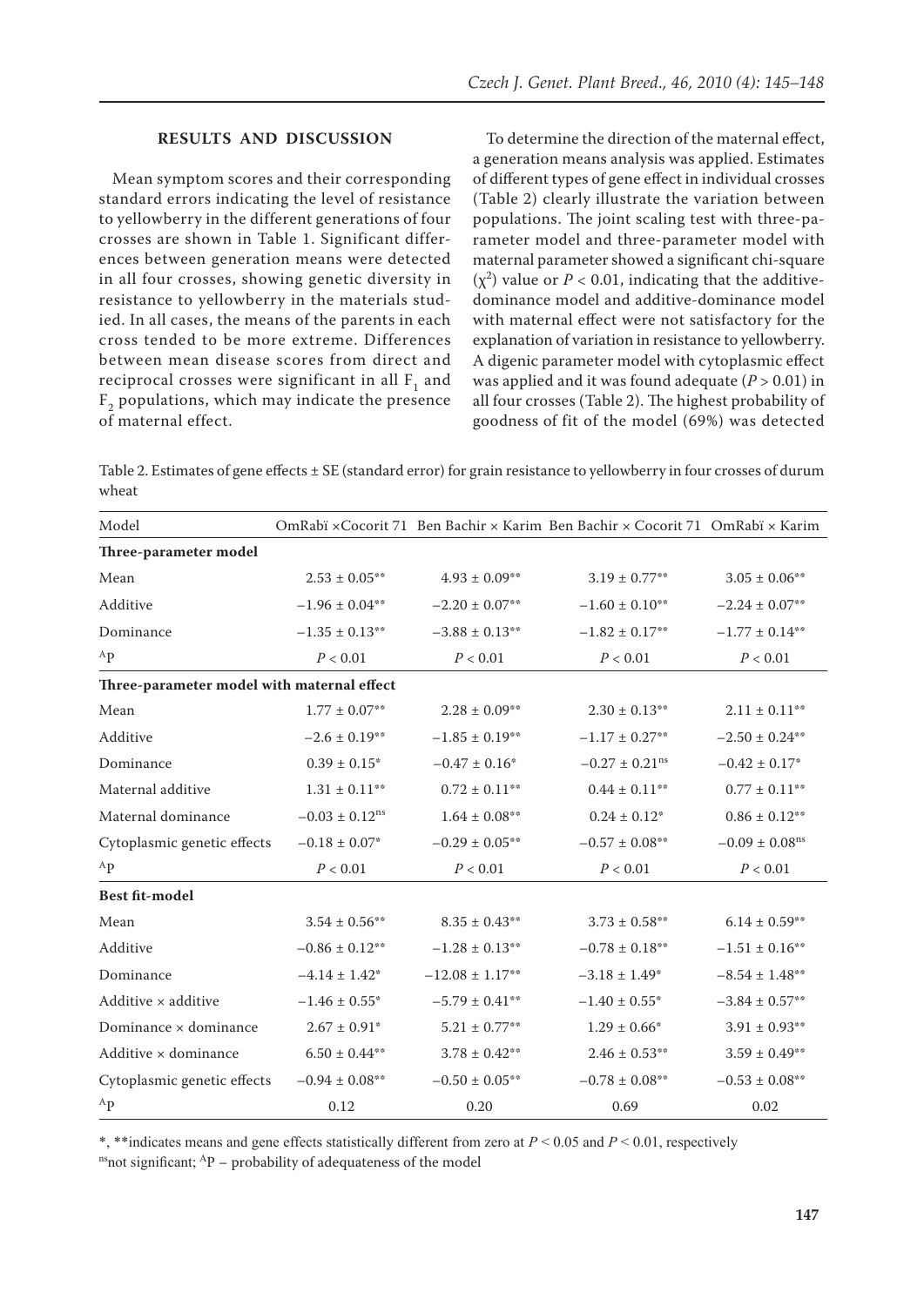## RESULTS AND DISCUSSION

Mean symptom scores and their corresponding standard errors indicating the level of resistance to yellowberry in the different generations of four crosses are shown in Table 1. Significant differences between generation means were detected in all four crosses, showing genetic diversity in resistance to yellowberry in the materials studied. In all cases, the means of the parents in each cross tended to be more extreme. Differences between mean disease scores from direct and reciprocal crosses were significant in all $F_1$ and $F_2$ populations, which may indicate the presence of maternal effect.

To determine the direction of the maternal effect, a generation means analysis was applied. Estimates of different types of gene effect in individual crosses (Table 2) clearly illustrate the variation between populations. The joint scaling test with three-parameter model and three-parameter model with maternal parameter showed a significant chi-square ($\chi^2$) value or $P < 0.01$, indicating that the additive-dominance model and additive-dominance model with maternal effect were not satisfactory for the explanation of variation in resistance to yellowberry. A digenic parameter model with cytoplasmic effect was applied and it was found adequate ($P > 0.01$) in all four crosses (Table 2). The highest probability of goodness of fit of the model (69%) was detected

Table 2. Estimates of gene effects ± SE (standard error) for grain resistance to yellowberry in four crosses of durum wheat

| Model | OmRabï ×Cocorit 71 | Ben Bachir × Karim | Ben Bachir × Cocorit 71 | OmRabï × Karim |
|---|---|---|---|---|
| **Three-parameter model** | | | | |
| Mean | 2.53 ± 0.05** | 4.93 ± 0.09** | 3.19 ± 0.77** | 3.05 ± 0.06** |
| Additive | −1.96 ± 0.04** | −2.20 ± 0.07** | −1.60 ± 0.10** | −2.24 ± 0.07** |
| Dominance | −1.35 ± 0.13** | −3.88 ± 0.13** | −1.82 ± 0.17** | −1.77 ± 0.14** |
| [A]P | $P < 0.01$ | $P < 0.01$ | $P < 0.01$ | $P < 0.01$ |
| **Three-parameter model with maternal effect** | | | | |
| Mean | 1.77 ± 0.07** | 2.28 ± 0.09** | 2.30 ± 0.13** | 2.11 ± 0.11** |
| Additive | −2.6 ± 0.19** | −1.85 ± 0.19** | −1.17 ± 0.27** | −2.50 ± 0.24** |
| Dominance | 0.39 ± 0.15* | −0.47 ± 0.16* | −0.27 ± 0.21[ns] | −0.42 ± 0.17* |
| Maternal additive | 1.31 ± 0.11** | 0.72 ± 0.11** | 0.44 ± 0.11** | 0.77 ± 0.11** |
| Maternal dominance | −0.03 ± 0.12[ns] | 1.64 ± 0.08** | 0.24 ± 0.12* | 0.86 ± 0.12** |
| Cytoplasmic genetic effects | −0.18 ± 0.07* | −0.29 ± 0.05** | −0.57 ± 0.08** | −0.09 ± 0.08[ns] |
| [A]P | $P < 0.01$ | $P < 0.01$ | $P < 0.01$ | $P < 0.01$ |
| **Best fit-model** | | | | |
| Mean | 3.54 ± 0.56** | 8.35 ± 0.43** | 3.73 ± 0.58** | 6.14 ± 0.59** |
| Additive | −0.86 ± 0.12** | −1.28 ± 0.13** | −0.78 ± 0.18** | −1.51 ± 0.16** |
| Dominance | −4.14 ± 1.42* | −12.08 ± 1.17** | −3.18 ± 1.49* | −8.54 ± 1.48** |
| Additive × additive | −1.46 ± 0.55* | −5.79 ± 0.41** | −1.40 ± 0.55* | −3.84 ± 0.57** |
| Dominance × dominance | 2.67 ± 0.91* | 5.21 ± 0.77** | 1.29 ± 0.66* | 3.91 ± 0.93** |
| Additive × dominance | 6.50 ± 0.44** | 3.78 ± 0.42** | 2.46 ± 0.53** | 3.59 ± 0.49** |
| Cytoplasmic genetic effects | −0.94 ± 0.08** | −0.50 ± 0.05** | −0.78 ± 0.08** | −0.53 ± 0.08** |
| [A]P | 0.12 | 0.20 | 0.69 | 0.02 |

*, **indicates means and gene effects statistically different from zero at $P < 0.05$ and $P < 0.01$, respectively

[ns]not significant; [A]P – probability of adequateness of the model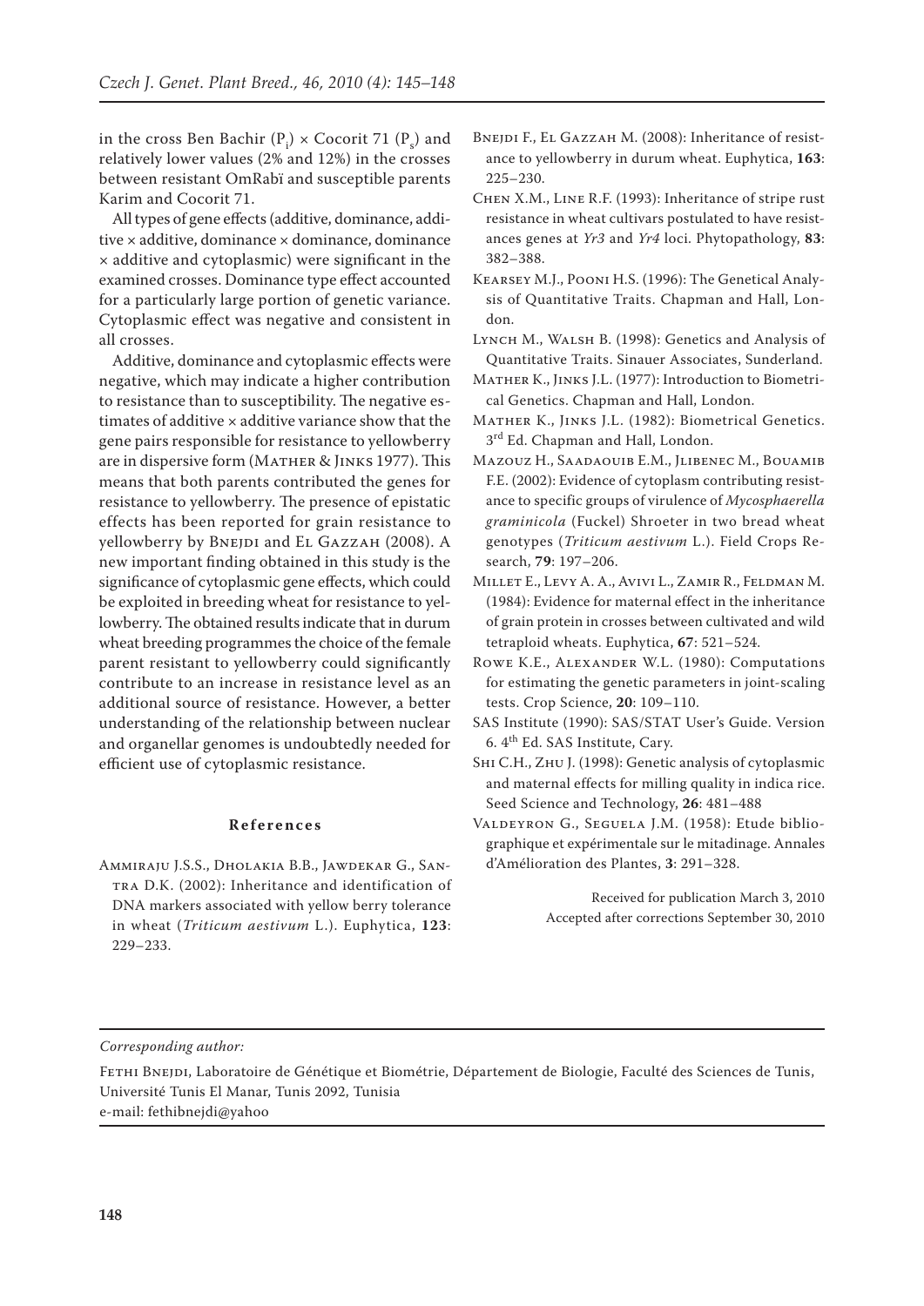in the cross Ben Bachir ($P_i$) × Cocorit 71 ($P_s$) and relatively lower values (2% and 12%) in the crosses between resistant OmRabï and susceptible parents Karim and Cocorit 71.

All types of gene effects (additive, dominance, additive × additive, dominance × dominance, dominance × additive and cytoplasmic) were significant in the examined crosses. Dominance type effect accounted for a particularly large portion of genetic variance. Cytoplasmic effect was negative and consistent in all crosses.

Additive, dominance and cytoplasmic effects were negative, which may indicate a higher contribution to resistance than to susceptibility. The negative estimates of additive × additive variance show that the gene pairs responsible for resistance to yellowberry are in dispersive form (Mather & Jinks 1977). This means that both parents contributed the genes for resistance to yellowberry. The presence of epistatic effects has been reported for grain resistance to yellowberry by Bnejdi and El Gazzah (2008). A new important finding obtained in this study is the significance of cytoplasmic gene effects, which could be exploited in breeding wheat for resistance to yellowberry. The obtained results indicate that in durum wheat breeding programmes the choice of the female parent resistant to yellowberry could significantly contribute to an increase in resistance level as an additional source of resistance. However, a better understanding of the relationship between nuclear and organellar genomes is undoubtedly needed for efficient use of cytoplasmic resistance.

## References

Ammiraju J.S.S., Dholakia B.B., Jawdekar G., Santra D.K. (2002): Inheritance and identification of DNA markers associated with yellow berry tolerance in wheat (*Triticum aestivum* L.). Euphytica, **123**: 229–233.

Bnejdi F., El Gazzah M. (2008): Inheritance of resistance to yellowberry in durum wheat. Euphytica, **163**: 225–230.

Chen X.M., Line R.F. (1993): Inheritance of stripe rust resistance in wheat cultivars postulated to have resistances genes at *Yr3* and *Yr4* loci. Phytopathology, **83**: 382–388.

Kearsey M.J., Pooni H.S. (1996): The Genetical Analysis of Quantitative Traits. Chapman and Hall, London.

Lynch M., Walsh B. (1998): Genetics and Analysis of Quantitative Traits. Sinauer Associates, Sunderland.

Mather K., Jinks J.L. (1977): Introduction to Biometrical Genetics. Chapman and Hall, London.

Mather K., Jinks J.L. (1982): Biometrical Genetics. 3rd Ed. Chapman and Hall, London.

Mazouz H., Saadaouib E.M., Jlibenec M., Bouamib F.E. (2002): Evidence of cytoplasm contributing resistance to specific groups of virulence of *Mycosphaerella graminicola* (Fuckel) Shroeter in two bread wheat genotypes (*Triticum aestivum* L.). Field Crops Research, **79**: 197–206.

Millet E., Levy A. A., Avivi L., Zamir R., Feldman M. (1984): Evidence for maternal effect in the inheritance of grain protein in crosses between cultivated and wild tetraploid wheats. Euphytica, **67**: 521–524.

Rowe K.E., Alexander W.L. (1980): Computations for estimating the genetic parameters in joint-scaling tests. Crop Science, **20**: 109–110.

SAS Institute (1990): SAS/STAT User's Guide. Version 6. 4th Ed. SAS Institute, Cary.

Shi C.H., Zhu J. (1998): Genetic analysis of cytoplasmic and maternal effects for milling quality in indica rice. Seed Science and Technology, **26**: 481–488

Valdeyron G., Seguela J.M. (1958): Etude bibliographique et expérimentale sur le mitadinage. Annales d'Amélioration des Plantes, **3**: 291–328.

Received for publication March 3, 2010
Accepted after corrections September 30, 2010

*Corresponding author:*

Fethi Bnejdi, Laboratoire de Génétique et Biométrie, Département de Biologie, Faculté des Sciences de Tunis, Université Tunis El Manar, Tunis 2092, Tunisia
e-mail: fethibnejdi@yahoo